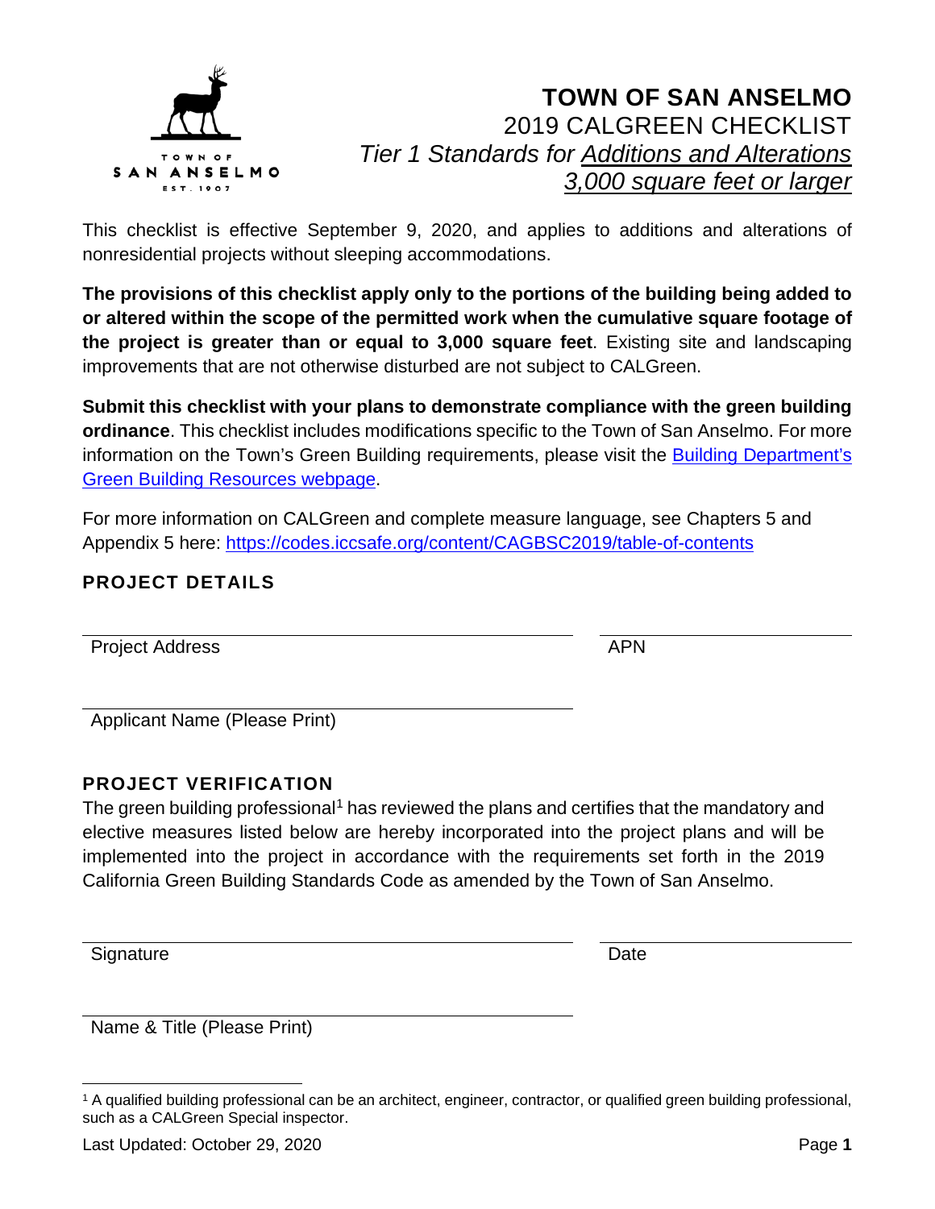# TOWN OF SAN ANSELMO

2019 CALGREEN CHECKLIST

*Tier 1 Standards for Additions and Alterations 3,000 square feet or larger*

This checklist is effective September 9, 2020, and applies to additions and alterations of nonresidential projects without sleeping accommodations.

**The provisions of this checklist apply only to the portions of the building being added to or altered within the scope of the permitted work when the cumulative square footage of the project is greater than or equal to 3,000 square feet**. Existing site and landscaping improvements that are not otherwise disturbed are not subject to CALGreen.

**Submit this checklist with your plans to demonstrate compliance with the green building ordinance**. This checklist includes modifications specific to the Town of San Anselmo. For more information on the Town's Green Building requirements, please visit the Building Department's Green Building Resources webpage.

For more information on CALGreen and complete measure language, see Chapters 5 and Appendix 5 here: https://codes.iccsafe.org/content/CAGBSC2019/table-of-contents

## PROJECT DETAILS

Project Address ____________________ APN ____________

Applicant Name (Please Print) ____________________

## PROJECT VERIFICATION

The green building professional[1] has reviewed the plans and certifies that the mandatory and elective measures listed below are hereby incorporated into the project plans and will be implemented into the project in accordance with the requirements set forth in the 2019 California Green Building Standards Code as amended by the Town of San Anselmo.

Signature ____________________ Date ____________

Name & Title (Please Print) ____________________

[1] A qualified building professional can be an architect, engineer, contractor, or qualified green building professional, such as a CALGreen Special inspector.

Last Updated: October 29, 2020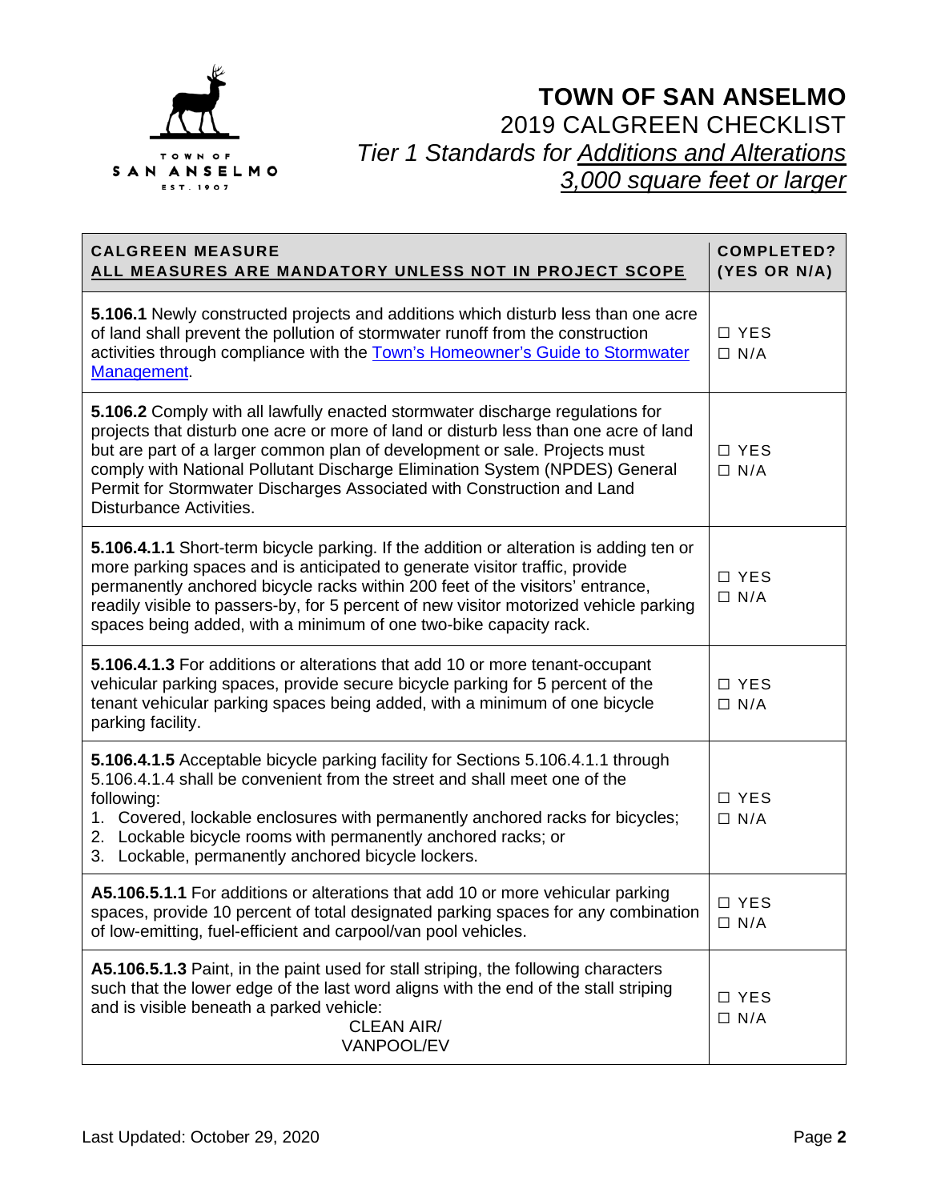# TOWN OF SAN ANSELMO

## 2019 CALGREEN CHECKLIST

### *Tier 1 Standards for Additions and Alterations 3,000 square feet or larger*

| CALGREEN MEASURE<br>ALL MEASURES ARE MANDATORY UNLESS NOT IN PROJECT SCOPE | COMPLETED?<br>(YES OR N/A) |
|---|---|
| **5.106.1** Newly constructed projects and additions which disturb less than one acre of land shall prevent the pollution of stormwater runoff from the construction activities through compliance with the Town's Homeowner's Guide to Stormwater Management. | ☐ YES<br>☐ N/A |
| **5.106.2** Comply with all lawfully enacted stormwater discharge regulations for projects that disturb one acre or more of land or disturb less than one acre of land but are part of a larger common plan of development or sale. Projects must comply with National Pollutant Discharge Elimination System (NPDES) General Permit for Stormwater Discharges Associated with Construction and Land Disturbance Activities. | ☐ YES<br>☐ N/A |
| **5.106.4.1.1** Short-term bicycle parking. If the addition or alteration is adding ten or more parking spaces and is anticipated to generate visitor traffic, provide permanently anchored bicycle racks within 200 feet of the visitors' entrance, readily visible to passers-by, for 5 percent of new visitor motorized vehicle parking spaces being added, with a minimum of one two-bike capacity rack. | ☐ YES<br>☐ N/A |
| **5.106.4.1.3** For additions or alterations that add 10 or more tenant-occupant vehicular parking spaces, provide secure bicycle parking for 5 percent of the tenant vehicular parking spaces being added, with a minimum of one bicycle parking facility. | ☐ YES<br>☐ N/A |
| **5.106.4.1.5** Acceptable bicycle parking facility for Sections 5.106.4.1.1 through 5.106.4.1.4 shall be convenient from the street and shall meet one of the following:<br>1. Covered, lockable enclosures with permanently anchored racks for bicycles;<br>2. Lockable bicycle rooms with permanently anchored racks; or<br>3. Lockable, permanently anchored bicycle lockers. | ☐ YES<br>☐ N/A |
| **A5.106.5.1.1** For additions or alterations that add 10 or more vehicular parking spaces, provide 10 percent of total designated parking spaces for any combination of low-emitting, fuel-efficient and carpool/van pool vehicles. | ☐ YES<br>☐ N/A |
| **A5.106.5.1.3** Paint, in the paint used for stall striping, the following characters such that the lower edge of the last word aligns with the end of the stall striping and is visible beneath a parked vehicle:<br>CLEAN AIR/<br>VANPOOL/EV | ☐ YES<br>☐ N/A |

Last Updated: October 29, 2020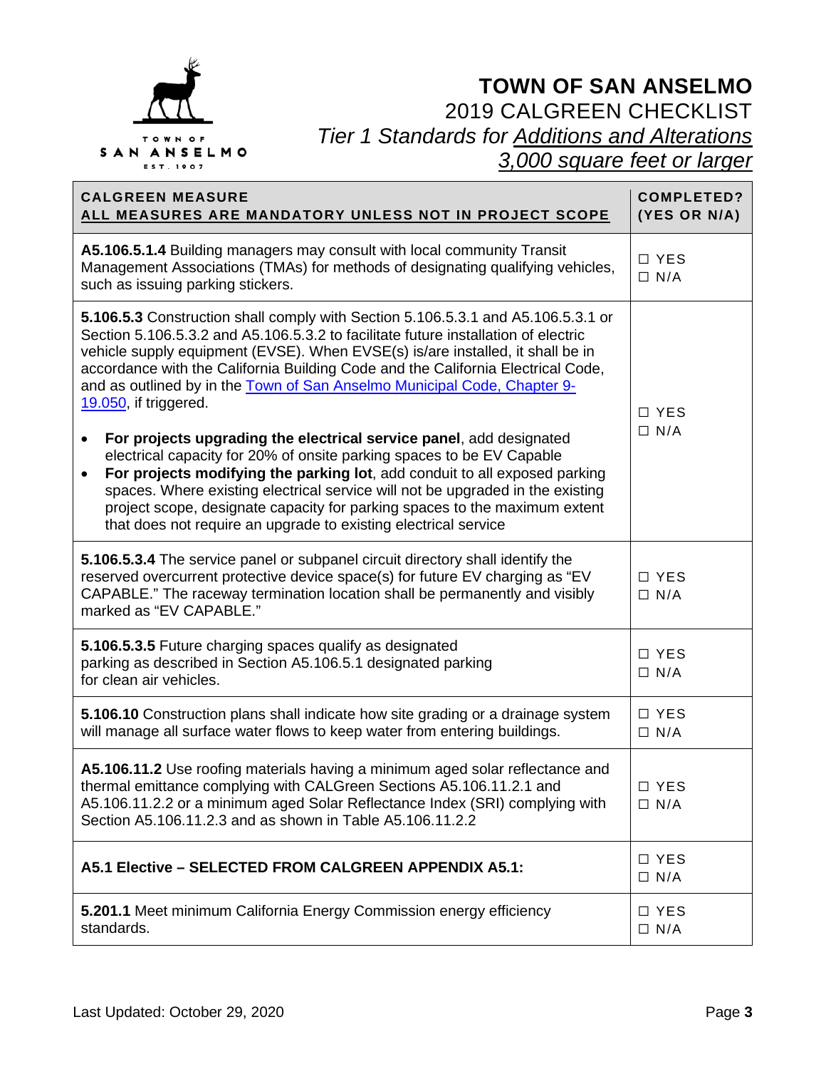# TOWN OF SAN ANSELMO

## 2019 CALGREEN CHECKLIST

### *Tier 1 Standards for Additions and Alterations 3,000 square feet or larger*

| **CALGREEN MEASURE**<br>**ALL MEASURES ARE MANDATORY UNLESS NOT IN PROJECT SCOPE** | **COMPLETED? (YES OR N/A)** |
|---|---|
| **A5.106.5.1.4** Building managers may consult with local community Transit Management Associations (TMAs) for methods of designating qualifying vehicles, such as issuing parking stickers. | ☐ YES<br>☐ N/A |
| **5.106.5.3** Construction shall comply with Section 5.106.5.3.1 and A5.106.5.3.1 or Section 5.106.5.3.2 and A5.106.5.3.2 to facilitate future installation of electric vehicle supply equipment (EVSE). When EVSE(s) is/are installed, it shall be in accordance with the California Building Code and the California Electrical Code, and as outlined by in the Town of San Anselmo Municipal Code, Chapter 9-19.050, if triggered.<br><br>• **For projects upgrading the electrical service panel**, add designated electrical capacity for 20% of onsite parking spaces to be EV Capable<br>• **For projects modifying the parking lot**, add conduit to all exposed parking spaces. Where existing electrical service will not be upgraded in the existing project scope, designate capacity for parking spaces to the maximum extent that does not require an upgrade to existing electrical service | ☐ YES<br>☐ N/A |
| **5.106.5.3.4** The service panel or subpanel circuit directory shall identify the reserved overcurrent protective device space(s) for future EV charging as "EV CAPABLE." The raceway termination location shall be permanently and visibly marked as "EV CAPABLE." | ☐ YES<br>☐ N/A |
| **5.106.5.3.5** Future charging spaces qualify as designated parking as described in Section A5.106.5.1 designated parking for clean air vehicles. | ☐ YES<br>☐ N/A |
| **5.106.10** Construction plans shall indicate how site grading or a drainage system will manage all surface water flows to keep water from entering buildings. | ☐ YES<br>☐ N/A |
| **A5.106.11.2** Use roofing materials having a minimum aged solar reflectance and thermal emittance complying with CALGreen Sections A5.106.11.2.1 and A5.106.11.2.2 or a minimum aged Solar Reflectance Index (SRI) complying with Section A5.106.11.2.3 and as shown in Table A5.106.11.2.2 | ☐ YES<br>☐ N/A |
| **A5.1 Elective – SELECTED FROM CALGREEN APPENDIX A5.1:** | ☐ YES<br>☐ N/A |
| **5.201.1** Meet minimum California Energy Commission energy efficiency standards. | ☐ YES<br>☐ N/A |

Last Updated: October 29, 2020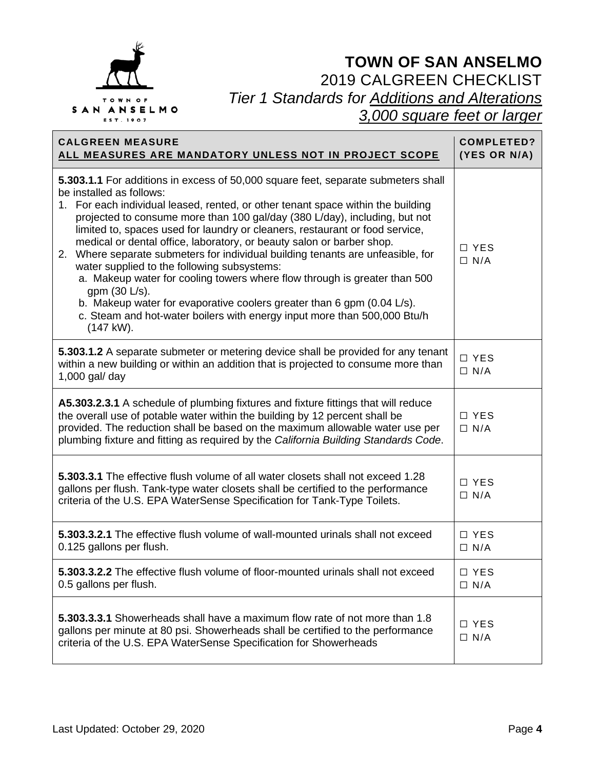# TOWN OF SAN ANSELMO

2019 CALGREEN CHECKLIST

*Tier 1 Standards for Additions and Alterations 3,000 square feet or larger*

| CALGREEN MEASURE<br>ALL MEASURES ARE MANDATORY UNLESS NOT IN PROJECT SCOPE | COMPLETED? (YES OR N/A) |
|---|---|
| **5.303.1.1** For additions in excess of 50,000 square feet, separate submeters shall be installed as follows:<br>1. For each individual leased, rented, or other tenant space within the building projected to consume more than 100 gal/day (380 L/day), including, but not limited to, spaces used for laundry or cleaners, restaurant or food service, medical or dental office, laboratory, or beauty salon or barber shop.<br>2. Where separate submeters for individual building tenants are unfeasible, for water supplied to the following subsystems:<br>a. Makeup water for cooling towers where flow through is greater than 500 gpm (30 L/s).<br>b. Makeup water for evaporative coolers greater than 6 gpm (0.04 L/s).<br>c. Steam and hot-water boilers with energy input more than 500,000 Btu/h (147 kW). | ☐ YES<br>☐ N/A |
| **5.303.1.2** A separate submeter or metering device shall be provided for any tenant within a new building or within an addition that is projected to consume more than 1,000 gal/ day | ☐ YES<br>☐ N/A |
| **A5.303.2.3.1** A schedule of plumbing fixtures and fixture fittings that will reduce the overall use of potable water within the building by 12 percent shall be provided. The reduction shall be based on the maximum allowable water use per plumbing fixture and fitting as required by the *California Building Standards Code*. | ☐ YES<br>☐ N/A |
| **5.303.3.1** The effective flush volume of all water closets shall not exceed 1.28 gallons per flush. Tank-type water closets shall be certified to the performance criteria of the U.S. EPA WaterSense Specification for Tank-Type Toilets. | ☐ YES<br>☐ N/A |
| **5.303.3.2.1** The effective flush volume of wall-mounted urinals shall not exceed 0.125 gallons per flush. | ☐ YES<br>☐ N/A |
| **5.303.3.2.2** The effective flush volume of floor-mounted urinals shall not exceed 0.5 gallons per flush. | ☐ YES<br>☐ N/A |
| **5.303.3.3.1** Showerheads shall have a maximum flow rate of not more than 1.8 gallons per minute at 80 psi. Showerheads shall be certified to the performance criteria of the U.S. EPA WaterSense Specification for Showerheads | ☐ YES<br>☐ N/A |

Last Updated: October 29, 2020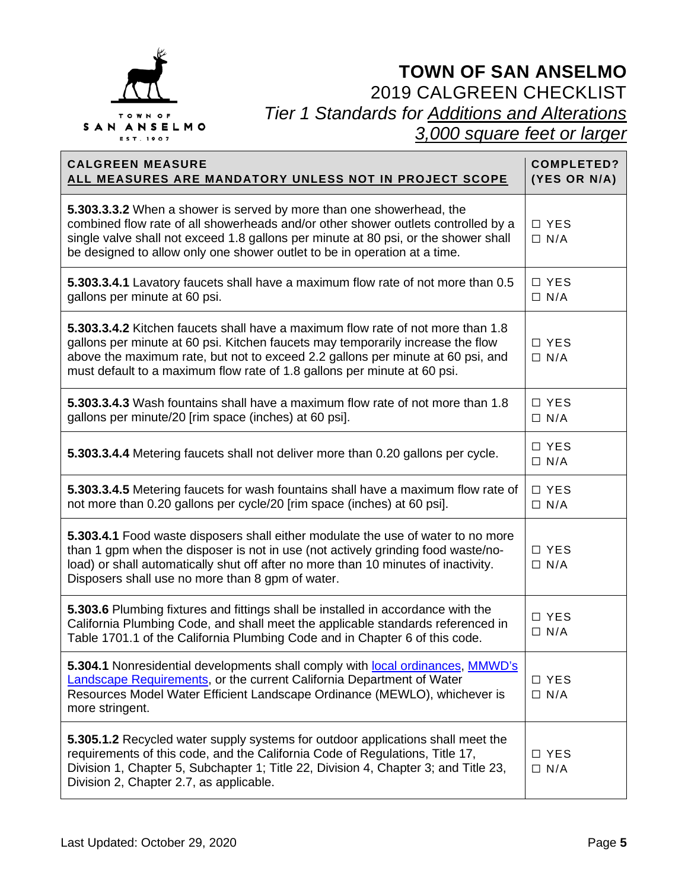# TOWN OF SAN ANSELMO

## 2019 CALGREEN CHECKLIST

### *Tier 1 Standards for Additions and Alterations 3,000 square feet or larger*

| CALGREEN MEASURE<br>ALL MEASURES ARE MANDATORY UNLESS NOT IN PROJECT SCOPE | COMPLETED?<br>(YES OR N/A) |
|---|---|
| **5.303.3.3.2** When a shower is served by more than one showerhead, the combined flow rate of all showerheads and/or other shower outlets controlled by a single valve shall not exceed 1.8 gallons per minute at 80 psi, or the shower shall be designed to allow only one shower outlet to be in operation at a time. | ☐ YES<br>☐ N/A |
| **5.303.3.4.1** Lavatory faucets shall have a maximum flow rate of not more than 0.5 gallons per minute at 60 psi. | ☐ YES<br>☐ N/A |
| **5.303.3.4.2** Kitchen faucets shall have a maximum flow rate of not more than 1.8 gallons per minute at 60 psi. Kitchen faucets may temporarily increase the flow above the maximum rate, but not to exceed 2.2 gallons per minute at 60 psi, and must default to a maximum flow rate of 1.8 gallons per minute at 60 psi. | ☐ YES<br>☐ N/A |
| **5.303.3.4.3** Wash fountains shall have a maximum flow rate of not more than 1.8 gallons per minute/20 [rim space (inches) at 60 psi]. | ☐ YES<br>☐ N/A |
| **5.303.3.4.4** Metering faucets shall not deliver more than 0.20 gallons per cycle. | ☐ YES<br>☐ N/A |
| **5.303.3.4.5** Metering faucets for wash fountains shall have a maximum flow rate of not more than 0.20 gallons per cycle/20 [rim space (inches) at 60 psi]. | ☐ YES<br>☐ N/A |
| **5.303.4.1** Food waste disposers shall either modulate the use of water to no more than 1 gpm when the disposer is not in use (not actively grinding food waste/no-load) or shall automatically shut off after no more than 10 minutes of inactivity. Disposers shall use no more than 8 gpm of water. | ☐ YES<br>☐ N/A |
| **5.303.6** Plumbing fixtures and fittings shall be installed in accordance with the California Plumbing Code, and shall meet the applicable standards referenced in Table 1701.1 of the California Plumbing Code and in Chapter 6 of this code. | ☐ YES<br>☐ N/A |
| **5.304.1** Nonresidential developments shall comply with local ordinances, MMWD's Landscape Requirements, or the current California Department of Water Resources Model Water Efficient Landscape Ordinance (MEWLO), whichever is more stringent. | ☐ YES<br>☐ N/A |
| **5.305.1.2** Recycled water supply systems for outdoor applications shall meet the requirements of this code, and the California Code of Regulations, Title 17, Division 1, Chapter 5, Subchapter 1; Title 22, Division 4, Chapter 3; and Title 23, Division 2, Chapter 2.7, as applicable. | ☐ YES<br>☐ N/A |

Last Updated: October 29, 2020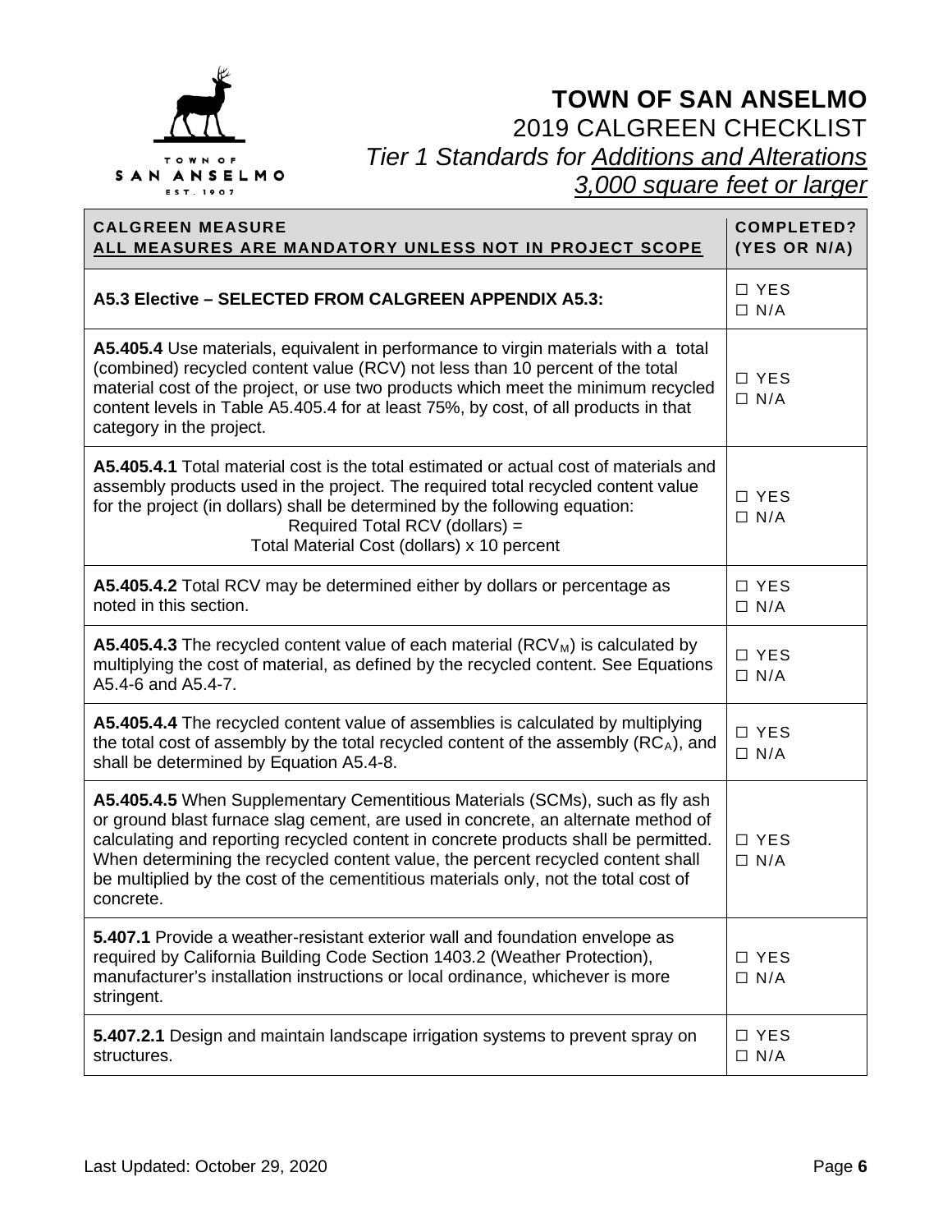# TOWN OF SAN ANSELMO

## 2019 CALGREEN CHECKLIST

### *Tier 1 Standards for Additions and Alterations 3,000 square feet or larger*

| CALGREEN MEASURE<br>ALL MEASURES ARE MANDATORY UNLESS NOT IN PROJECT SCOPE | COMPLETED? (YES OR N/A) |
|---|---|
| **A5.3 Elective – SELECTED FROM CALGREEN APPENDIX A5.3:** | ☐ YES<br>☐ N/A |
| **A5.405.4** Use materials, equivalent in performance to virgin materials with a total (combined) recycled content value (RCV) not less than 10 percent of the total material cost of the project, or use two products which meet the minimum recycled content levels in Table A5.405.4 for at least 75%, by cost, of all products in that category in the project. | ☐ YES<br>☐ N/A |
| **A5.405.4.1** Total material cost is the total estimated or actual cost of materials and assembly products used in the project. The required total recycled content value for the project (in dollars) shall be determined by the following equation:<br>Required Total RCV (dollars) =<br>Total Material Cost (dollars) x 10 percent | ☐ YES<br>☐ N/A |
| **A5.405.4.2** Total RCV may be determined either by dollars or percentage as noted in this section. | ☐ YES<br>☐ N/A |
| **A5.405.4.3** The recycled content value of each material ($RCV_M$) is calculated by multiplying the cost of material, as defined by the recycled content. See Equations A5.4-6 and A5.4-7. | ☐ YES<br>☐ N/A |
| **A5.405.4.4** The recycled content value of assemblies is calculated by multiplying the total cost of assembly by the total recycled content of the assembly ($RC_A$), and shall be determined by Equation A5.4-8. | ☐ YES<br>☐ N/A |
| **A5.405.4.5** When Supplementary Cementitious Materials (SCMs), such as fly ash or ground blast furnace slag cement, are used in concrete, an alternate method of calculating and reporting recycled content in concrete products shall be permitted. When determining the recycled content value, the percent recycled content shall be multiplied by the cost of the cementitious materials only, not the total cost of concrete. | ☐ YES<br>☐ N/A |
| **5.407.1** Provide a weather-resistant exterior wall and foundation envelope as required by California Building Code Section 1403.2 (Weather Protection), manufacturer's installation instructions or local ordinance, whichever is more stringent. | ☐ YES<br>☐ N/A |
| **5.407.2.1** Design and maintain landscape irrigation systems to prevent spray on structures. | ☐ YES<br>☐ N/A |

Last Updated: October 29, 2020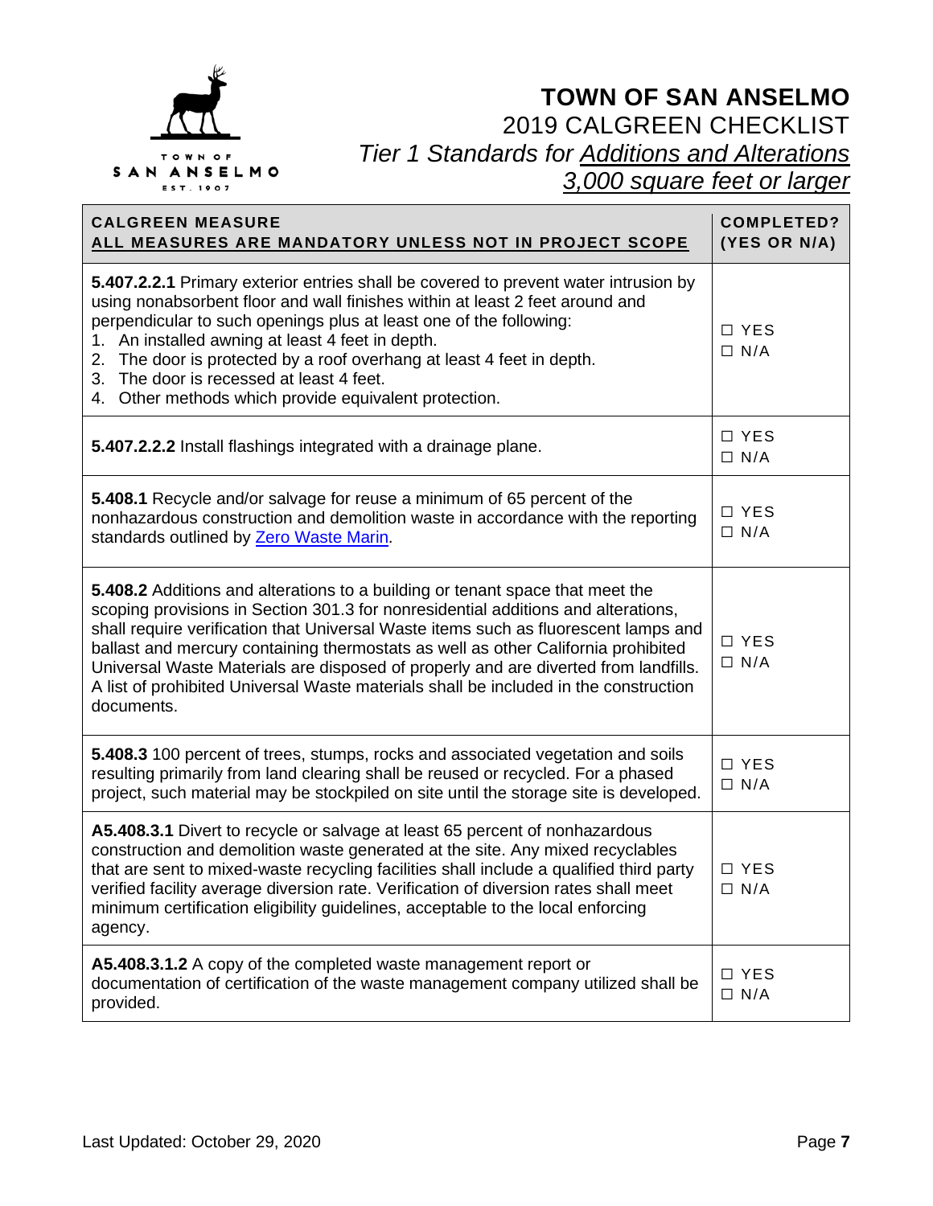# TOWN OF SAN ANSELMO

## 2019 CALGREEN CHECKLIST

### *Tier 1 Standards for Additions and Alterations 3,000 square feet or larger*

| CALGREEN MEASURE<br>ALL MEASURES ARE MANDATORY UNLESS NOT IN PROJECT SCOPE | COMPLETED? (YES OR N/A) |
| --- | --- |
| **5.407.2.2.1** Primary exterior entries shall be covered to prevent water intrusion by using nonabsorbent floor and wall finishes within at least 2 feet around and perpendicular to such openings plus at least one of the following:<br>1. An installed awning at least 4 feet in depth.<br>2. The door is protected by a roof overhang at least 4 feet in depth.<br>3. The door is recessed at least 4 feet.<br>4. Other methods which provide equivalent protection. | ☐ YES<br>☐ N/A |
| **5.407.2.2.2** Install flashings integrated with a drainage plane. | ☐ YES<br>☐ N/A |
| **5.408.1** Recycle and/or salvage for reuse a minimum of 65 percent of the nonhazardous construction and demolition waste in accordance with the reporting standards outlined by Zero Waste Marin. | ☐ YES<br>☐ N/A |
| **5.408.2** Additions and alterations to a building or tenant space that meet the scoping provisions in Section 301.3 for nonresidential additions and alterations, shall require verification that Universal Waste items such as fluorescent lamps and ballast and mercury containing thermostats as well as other California prohibited Universal Waste Materials are disposed of properly and are diverted from landfills. A list of prohibited Universal Waste materials shall be included in the construction documents. | ☐ YES<br>☐ N/A |
| **5.408.3** 100 percent of trees, stumps, rocks and associated vegetation and soils resulting primarily from land clearing shall be reused or recycled. For a phased project, such material may be stockpiled on site until the storage site is developed. | ☐ YES<br>☐ N/A |
| **A5.408.3.1** Divert to recycle or salvage at least 65 percent of nonhazardous construction and demolition waste generated at the site. Any mixed recyclables that are sent to mixed-waste recycling facilities shall include a qualified third party verified facility average diversion rate. Verification of diversion rates shall meet minimum certification eligibility guidelines, acceptable to the local enforcing agency. | ☐ YES<br>☐ N/A |
| **A5.408.3.1.2** A copy of the completed waste management report or documentation of certification of the waste management company utilized shall be provided. | ☐ YES<br>☐ N/A |

Last Updated: October 29, 2020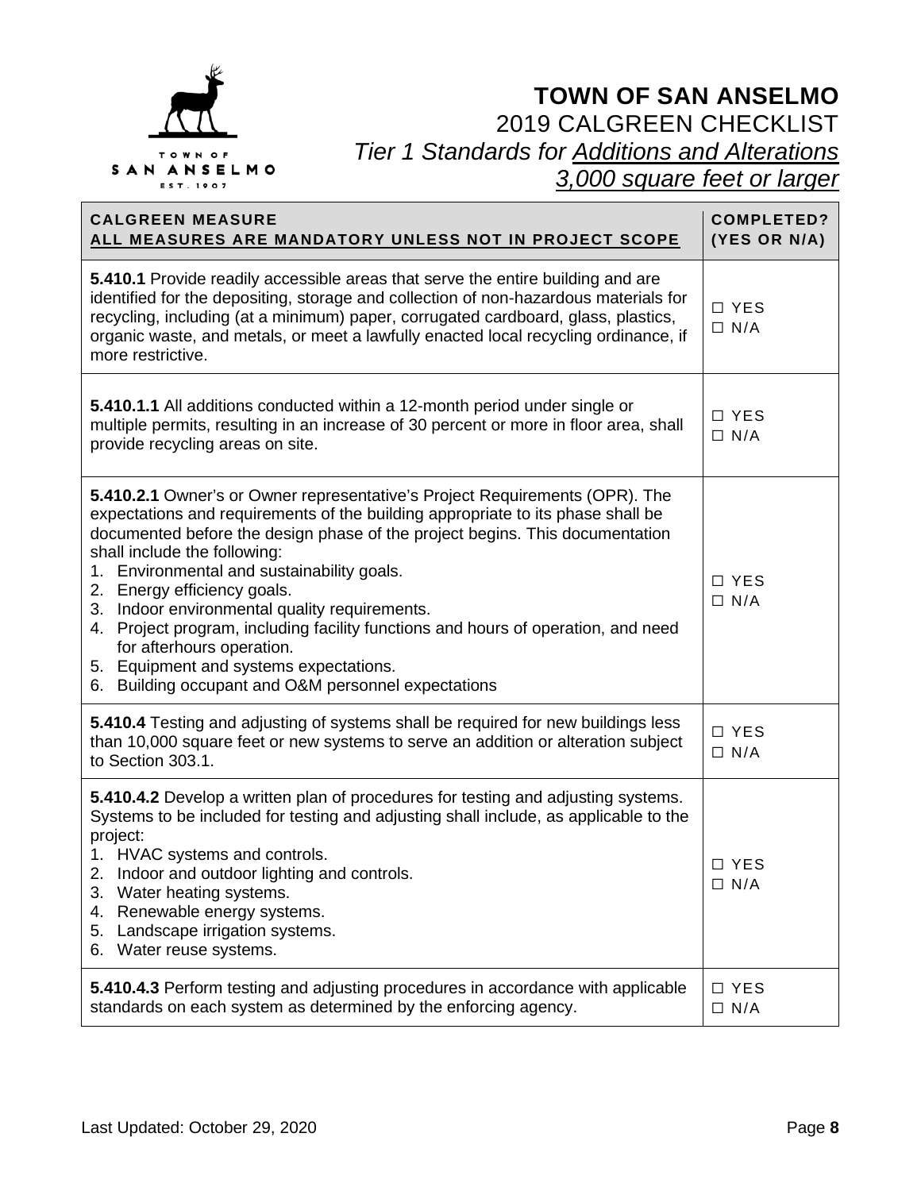TOWN OF SAN ANSELMO
EST. 1907

# TOWN OF SAN ANSELMO

## 2019 CALGREEN CHECKLIST

### *Tier 1 Standards for Additions and Alterations 3,000 square feet or larger*

| **CALGREEN MEASURE** <br> **ALL MEASURES ARE MANDATORY UNLESS NOT IN PROJECT SCOPE** | **COMPLETED? (YES OR N/A)** |
|---|---|
| **5.410.1** Provide readily accessible areas that serve the entire building and are identified for the depositing, storage and collection of non-hazardous materials for recycling, including (at a minimum) paper, corrugated cardboard, glass, plastics, organic waste, and metals, or meet a lawfully enacted local recycling ordinance, if more restrictive. | ☐ YES <br> ☐ N/A |
| **5.410.1.1** All additions conducted within a 12-month period under single or multiple permits, resulting in an increase of 30 percent or more in floor area, shall provide recycling areas on site. | ☐ YES <br> ☐ N/A |
| **5.410.2.1** Owner's or Owner representative's Project Requirements (OPR). The expectations and requirements of the building appropriate to its phase shall be documented before the design phase of the project begins. This documentation shall include the following: <br> 1. Environmental and sustainability goals. <br> 2. Energy efficiency goals. <br> 3. Indoor environmental quality requirements. <br> 4. Project program, including facility functions and hours of operation, and need for afterhours operation. <br> 5. Equipment and systems expectations. <br> 6. Building occupant and O&M personnel expectations | ☐ YES <br> ☐ N/A |
| **5.410.4** Testing and adjusting of systems shall be required for new buildings less than 10,000 square feet or new systems to serve an addition or alteration subject to Section 303.1. | ☐ YES <br> ☐ N/A |
| **5.410.4.2** Develop a written plan of procedures for testing and adjusting systems. Systems to be included for testing and adjusting shall include, as applicable to the project: <br> 1. HVAC systems and controls. <br> 2. Indoor and outdoor lighting and controls. <br> 3. Water heating systems. <br> 4. Renewable energy systems. <br> 5. Landscape irrigation systems. <br> 6. Water reuse systems. | ☐ YES <br> ☐ N/A |
| **5.410.4.3** Perform testing and adjusting procedures in accordance with applicable standards on each system as determined by the enforcing agency. | ☐ YES <br> ☐ N/A |

Last Updated: October 29, 2020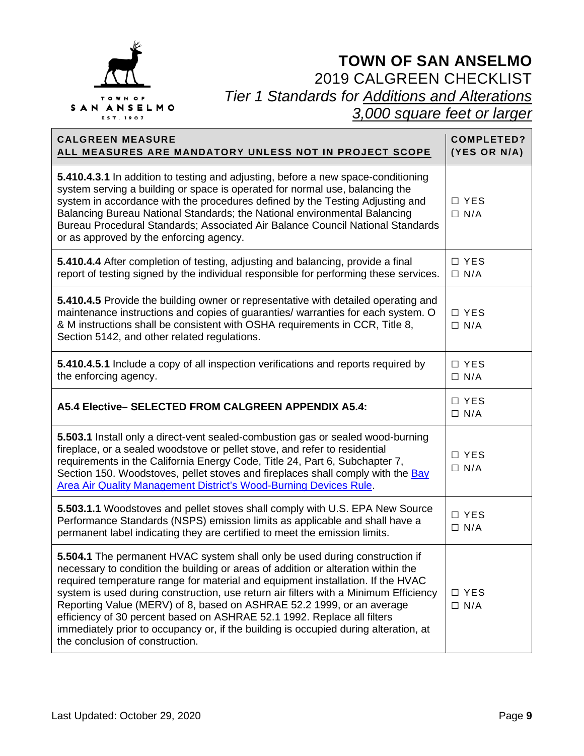# TOWN OF SAN ANSELMO

## 2019 CALGREEN CHECKLIST

### *Tier 1 Standards for Additions and Alterations 3,000 square feet or larger*

| CALGREEN MEASURE<br>ALL MEASURES ARE MANDATORY UNLESS NOT IN PROJECT SCOPE | COMPLETED? (YES OR N/A) |
|---|---|
| **5.410.4.3.1** In addition to testing and adjusting, before a new space-conditioning system serving a building or space is operated for normal use, balancing the system in accordance with the procedures defined by the Testing Adjusting and Balancing Bureau National Standards; the National environmental Balancing Bureau Procedural Standards; Associated Air Balance Council National Standards or as approved by the enforcing agency. | ☐ YES<br>☐ N/A |
| **5.410.4.4** After completion of testing, adjusting and balancing, provide a final report of testing signed by the individual responsible for performing these services. | ☐ YES<br>☐ N/A |
| **5.410.4.5** Provide the building owner or representative with detailed operating and maintenance instructions and copies of guaranties/ warranties for each system. O & M instructions shall be consistent with OSHA requirements in CCR, Title 8, Section 5142, and other related regulations. | ☐ YES<br>☐ N/A |
| **5.410.4.5.1** Include a copy of all inspection verifications and reports required by the enforcing agency. | ☐ YES<br>☐ N/A |
| **A5.4 Elective– SELECTED FROM CALGREEN APPENDIX A5.4:** | ☐ YES<br>☐ N/A |
| **5.503.1** Install only a direct-vent sealed-combustion gas or sealed wood-burning fireplace, or a sealed woodstove or pellet stove, and refer to residential requirements in the California Energy Code, Title 24, Part 6, Subchapter 7, Section 150. Woodstoves, pellet stoves and fireplaces shall comply with the Bay Area Air Quality Management District's Wood-Burning Devices Rule. | ☐ YES<br>☐ N/A |
| **5.503.1.1** Woodstoves and pellet stoves shall comply with U.S. EPA New Source Performance Standards (NSPS) emission limits as applicable and shall have a permanent label indicating they are certified to meet the emission limits. | ☐ YES<br>☐ N/A |
| **5.504.1** The permanent HVAC system shall only be used during construction if necessary to condition the building or areas of addition or alteration within the required temperature range for material and equipment installation. If the HVAC system is used during construction, use return air filters with a Minimum Efficiency Reporting Value (MERV) of 8, based on ASHRAE 52.2 1999, or an average efficiency of 30 percent based on ASHRAE 52.1 1992. Replace all filters immediately prior to occupancy or, if the building is occupied during alteration, at the conclusion of construction. | ☐ YES<br>☐ N/A |

Last Updated: October 29, 2020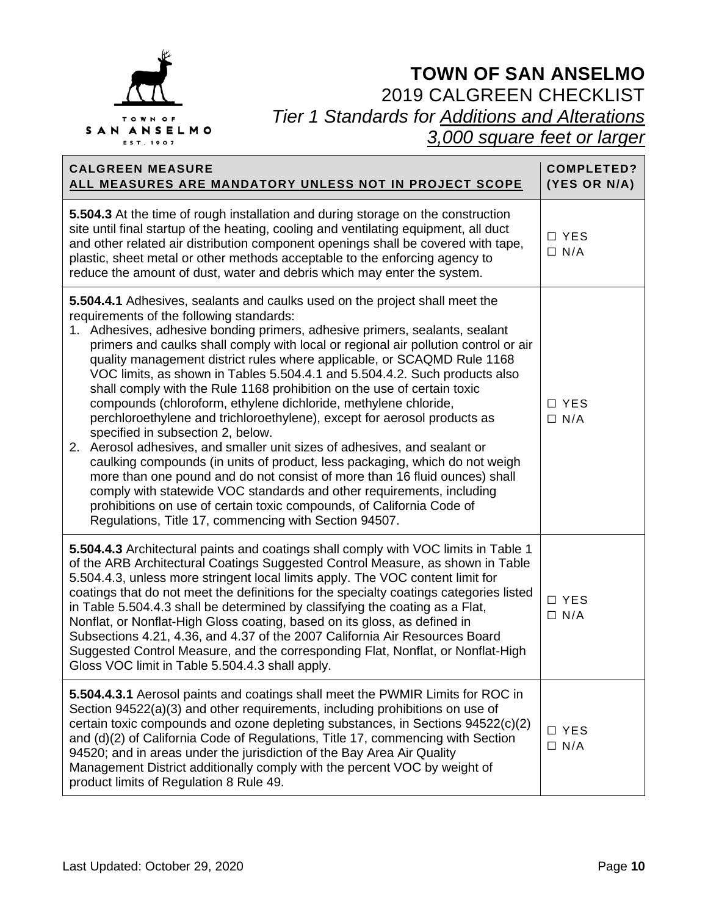TOWN OF SAN ANSELMO EST. 1907

# TOWN OF SAN ANSELMO

## 2019 CALGREEN CHECKLIST

### *Tier 1 Standards for Additions and Alterations 3,000 square feet or larger*

| **CALGREEN MEASURE**<br>**ALL MEASURES ARE MANDATORY UNLESS NOT IN PROJECT SCOPE** | **COMPLETED? (YES OR N/A)** |
|---|---|
| **5.504.3** At the time of rough installation and during storage on the construction site until final startup of the heating, cooling and ventilating equipment, all duct and other related air distribution component openings shall be covered with tape, plastic, sheet metal or other methods acceptable to the enforcing agency to reduce the amount of dust, water and debris which may enter the system. | ☐ YES<br>☐ N/A |
| **5.504.4.1** Adhesives, sealants and caulks used on the project shall meet the requirements of the following standards:<br>1. Adhesives, adhesive bonding primers, adhesive primers, sealants, sealant primers and caulks shall comply with local or regional air pollution control or air quality management district rules where applicable, or SCAQMD Rule 1168 VOC limits, as shown in Tables 5.504.4.1 and 5.504.4.2. Such products also shall comply with the Rule 1168 prohibition on the use of certain toxic compounds (chloroform, ethylene dichloride, methylene chloride, perchloroethylene and trichloroethylene), except for aerosol products as specified in subsection 2, below.<br>2. Aerosol adhesives, and smaller unit sizes of adhesives, and sealant or caulking compounds (in units of product, less packaging, which do not weigh more than one pound and do not consist of more than 16 fluid ounces) shall comply with statewide VOC standards and other requirements, including prohibitions on use of certain toxic compounds, of California Code of Regulations, Title 17, commencing with Section 94507. | ☐ YES<br>☐ N/A |
| **5.504.4.3** Architectural paints and coatings shall comply with VOC limits in Table 1 of the ARB Architectural Coatings Suggested Control Measure, as shown in Table 5.504.4.3, unless more stringent local limits apply. The VOC content limit for coatings that do not meet the definitions for the specialty coatings categories listed in Table 5.504.4.3 shall be determined by classifying the coating as a Flat, Nonflat, or Nonflat-High Gloss coating, based on its gloss, as defined in Subsections 4.21, 4.36, and 4.37 of the 2007 California Air Resources Board Suggested Control Measure, and the corresponding Flat, Nonflat, or Nonflat-High Gloss VOC limit in Table 5.504.4.3 shall apply. | ☐ YES<br>☐ N/A |
| **5.504.4.3.1** Aerosol paints and coatings shall meet the PWMIR Limits for ROC in Section 94522(a)(3) and other requirements, including prohibitions on use of certain toxic compounds and ozone depleting substances, in Sections 94522(c)(2) and (d)(2) of California Code of Regulations, Title 17, commencing with Section 94520; and in areas under the jurisdiction of the Bay Area Air Quality Management District additionally comply with the percent VOC by weight of product limits of Regulation 8 Rule 49. | ☐ YES<br>☐ N/A |

Last Updated: October 29, 2020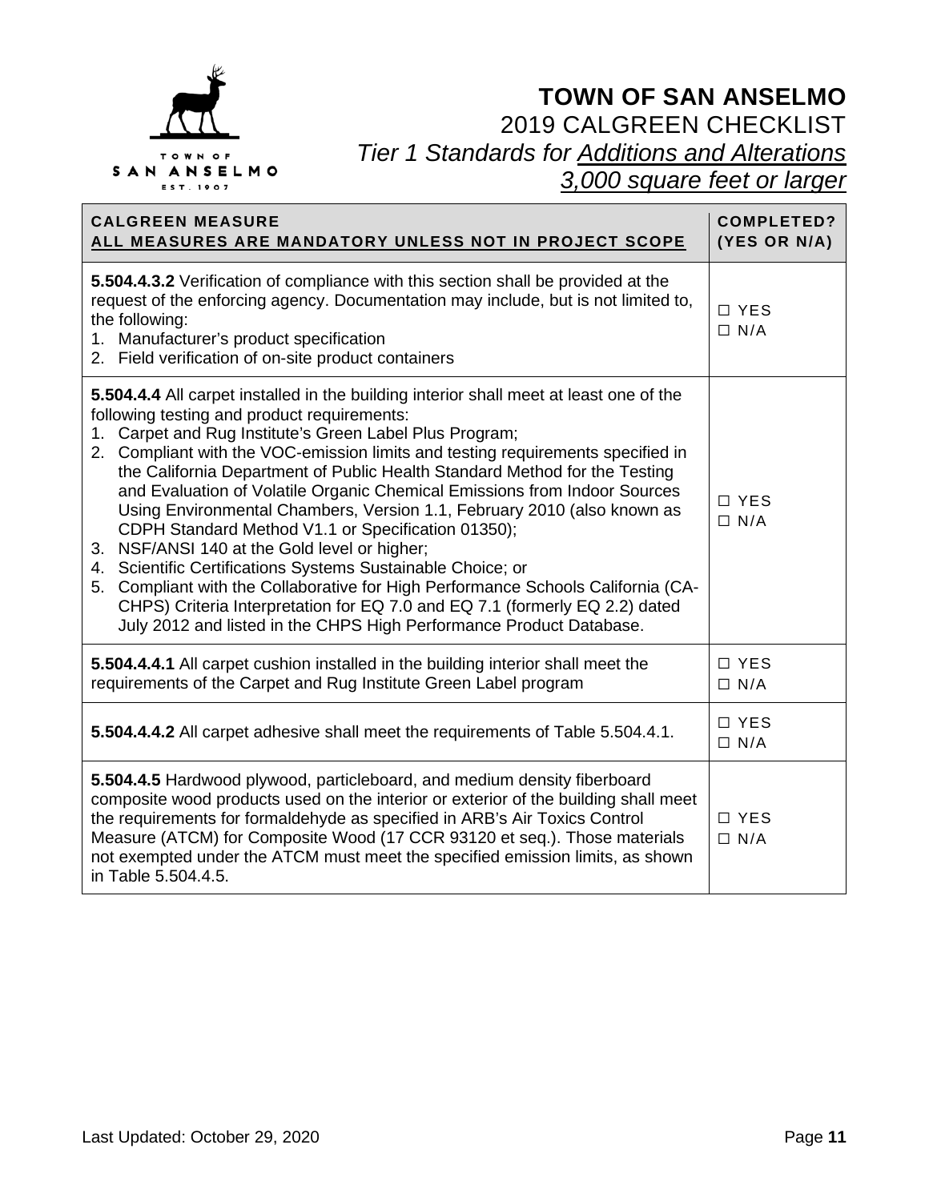TOWN OF SAN ANSELMO
EST. 1907

# TOWN OF SAN ANSELMO

## 2019 CALGREEN CHECKLIST

### *Tier 1 Standards for Additions and Alterations 3,000 square feet or larger*

| CALGREEN MEASURE<br>ALL MEASURES ARE MANDATORY UNLESS NOT IN PROJECT SCOPE | COMPLETED? (YES OR N/A) |
|---|---|
| **5.504.4.3.2** Verification of compliance with this section shall be provided at the request of the enforcing agency. Documentation may include, but is not limited to, the following:<br>1. Manufacturer's product specification<br>2. Field verification of on-site product containers | ☐ YES<br>☐ N/A |
| **5.504.4.4** All carpet installed in the building interior shall meet at least one of the following testing and product requirements:<br>1. Carpet and Rug Institute's Green Label Plus Program;<br>2. Compliant with the VOC-emission limits and testing requirements specified in the California Department of Public Health Standard Method for the Testing and Evaluation of Volatile Organic Chemical Emissions from Indoor Sources Using Environmental Chambers, Version 1.1, February 2010 (also known as CDPH Standard Method V1.1 or Specification 01350);<br>3. NSF/ANSI 140 at the Gold level or higher;<br>4. Scientific Certifications Systems Sustainable Choice; or<br>5. Compliant with the Collaborative for High Performance Schools California (CA-CHPS) Criteria Interpretation for EQ 7.0 and EQ 7.1 (formerly EQ 2.2) dated July 2012 and listed in the CHPS High Performance Product Database. | ☐ YES<br>☐ N/A |
| **5.504.4.4.1** All carpet cushion installed in the building interior shall meet the requirements of the Carpet and Rug Institute Green Label program | ☐ YES<br>☐ N/A |
| **5.504.4.4.2** All carpet adhesive shall meet the requirements of Table 5.504.4.1. | ☐ YES<br>☐ N/A |
| **5.504.4.5** Hardwood plywood, particleboard, and medium density fiberboard composite wood products used on the interior or exterior of the building shall meet the requirements for formaldehyde as specified in ARB's Air Toxics Control Measure (ATCM) for Composite Wood (17 CCR 93120 et seq.). Those materials not exempted under the ATCM must meet the specified emission limits, as shown in Table 5.504.4.5. | ☐ YES<br>☐ N/A |

Last Updated: October 29, 2020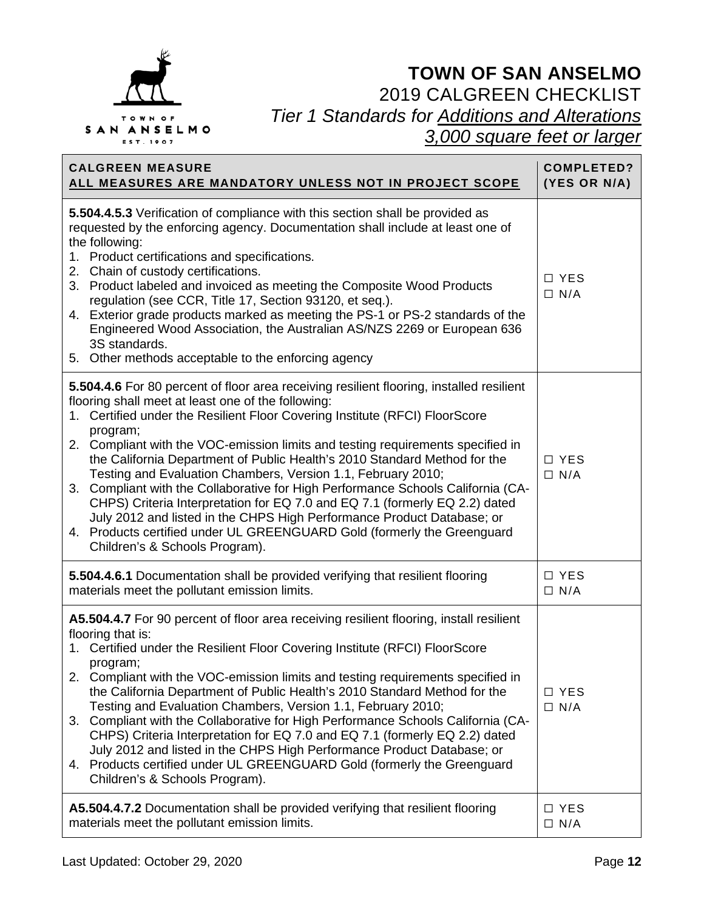# TOWN OF SAN ANSELMO

2019 CALGREEN CHECKLIST

*Tier 1 Standards for Additions and Alterations 3,000 square feet or larger*

| **CALGREEN MEASURE**<br>**ALL MEASURES ARE MANDATORY UNLESS NOT IN PROJECT SCOPE** | **COMPLETED? (YES OR N/A)** |
|---|---|
| **5.504.4.5.3** Verification of compliance with this section shall be provided as requested by the enforcing agency. Documentation shall include at least one of the following:<br>1. Product certifications and specifications.<br>2. Chain of custody certifications.<br>3. Product labeled and invoiced as meeting the Composite Wood Products regulation (see CCR, Title 17, Section 93120, et seq.).<br>4. Exterior grade products marked as meeting the PS-1 or PS-2 standards of the Engineered Wood Association, the Australian AS/NZS 2269 or European 636 3S standards.<br>5. Other methods acceptable to the enforcing agency | ☐ YES<br>☐ N/A |
| **5.504.4.6** For 80 percent of floor area receiving resilient flooring, installed resilient flooring shall meet at least one of the following:<br>1. Certified under the Resilient Floor Covering Institute (RFCI) FloorScore program;<br>2. Compliant with the VOC-emission limits and testing requirements specified in the California Department of Public Health's 2010 Standard Method for the Testing and Evaluation Chambers, Version 1.1, February 2010;<br>3. Compliant with the Collaborative for High Performance Schools California (CA-CHPS) Criteria Interpretation for EQ 7.0 and EQ 7.1 (formerly EQ 2.2) dated July 2012 and listed in the CHPS High Performance Product Database; or<br>4. Products certified under UL GREENGUARD Gold (formerly the Greenguard Children's & Schools Program). | ☐ YES<br>☐ N/A |
| **5.504.4.6.1** Documentation shall be provided verifying that resilient flooring materials meet the pollutant emission limits. | ☐ YES<br>☐ N/A |
| **A5.504.4.7** For 90 percent of floor area receiving resilient flooring, install resilient flooring that is:<br>1. Certified under the Resilient Floor Covering Institute (RFCI) FloorScore program;<br>2. Compliant with the VOC-emission limits and testing requirements specified in the California Department of Public Health's 2010 Standard Method for the Testing and Evaluation Chambers, Version 1.1, February 2010;<br>3. Compliant with the Collaborative for High Performance Schools California (CA-CHPS) Criteria Interpretation for EQ 7.0 and EQ 7.1 (formerly EQ 2.2) dated July 2012 and listed in the CHPS High Performance Product Database; or<br>4. Products certified under UL GREENGUARD Gold (formerly the Greenguard Children's & Schools Program). | ☐ YES<br>☐ N/A |
| **A5.504.4.7.2** Documentation shall be provided verifying that resilient flooring materials meet the pollutant emission limits. | ☐ YES<br>☐ N/A |

Last Updated: October 29, 2020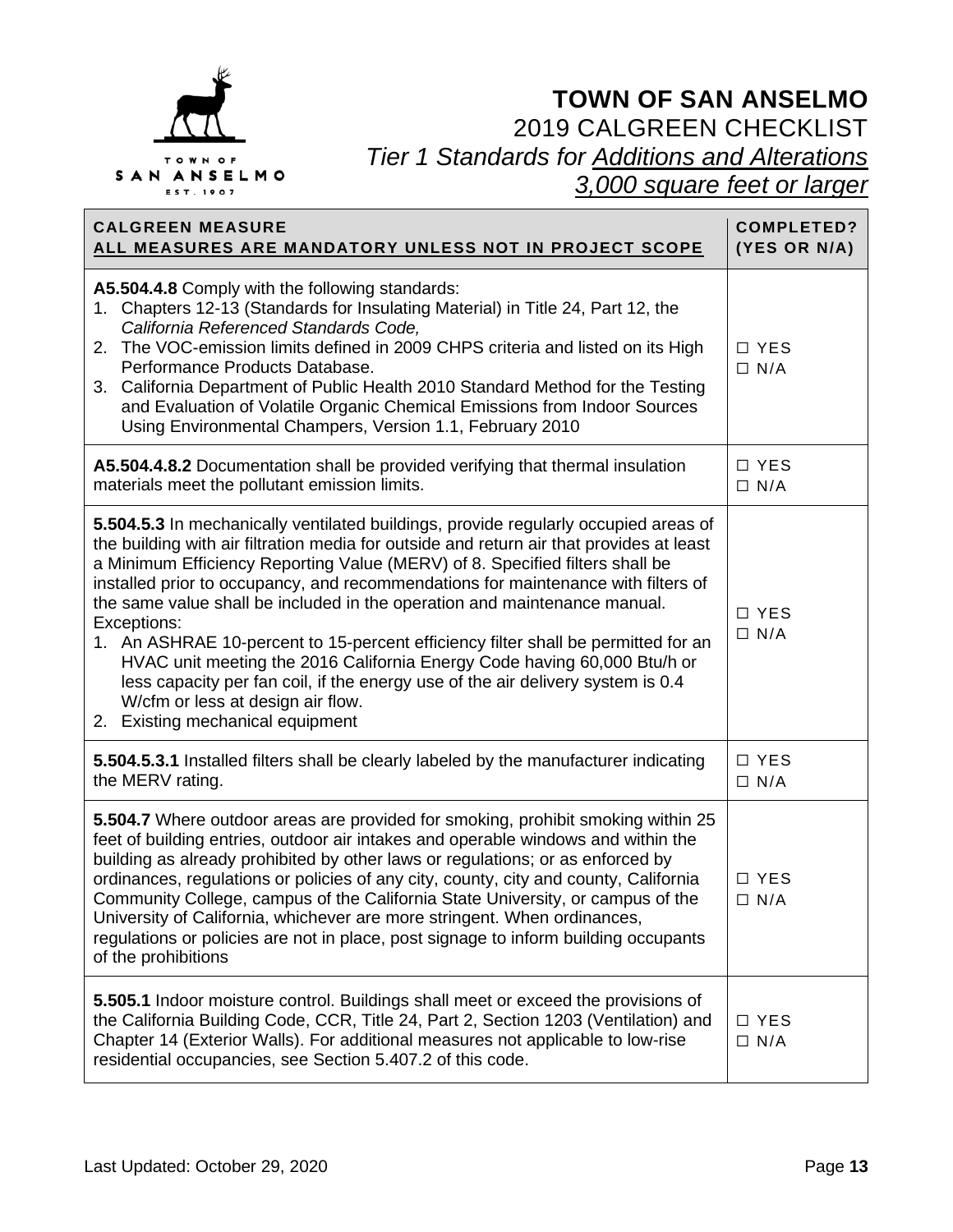# TOWN OF SAN ANSELMO

## 2019 CALGREEN CHECKLIST

## *Tier 1 Standards for Additions and Alterations 3,000 square feet or larger*

| CALGREEN MEASURE<br>ALL MEASURES ARE MANDATORY UNLESS NOT IN PROJECT SCOPE | COMPLETED? (YES OR N/A) |
|---|---|
| **A5.504.4.8** Comply with the following standards:<br>1. Chapters 12-13 (Standards for Insulating Material) in Title 24, Part 12, the *California Referenced Standards Code,*<br>2. The VOC-emission limits defined in 2009 CHPS criteria and listed on its High Performance Products Database.<br>3. California Department of Public Health 2010 Standard Method for the Testing and Evaluation of Volatile Organic Chemical Emissions from Indoor Sources Using Environmental Champers, Version 1.1, February 2010 | ☐ YES<br>☐ N/A |
| **A5.504.4.8.2** Documentation shall be provided verifying that thermal insulation materials meet the pollutant emission limits. | ☐ YES<br>☐ N/A |
| **5.504.5.3** In mechanically ventilated buildings, provide regularly occupied areas of the building with air filtration media for outside and return air that provides at least a Minimum Efficiency Reporting Value (MERV) of 8. Specified filters shall be installed prior to occupancy, and recommendations for maintenance with filters of the same value shall be included in the operation and maintenance manual.<br>Exceptions:<br>1. An ASHRAE 10-percent to 15-percent efficiency filter shall be permitted for an HVAC unit meeting the 2016 California Energy Code having 60,000 Btu/h or less capacity per fan coil, if the energy use of the air delivery system is 0.4 W/cfm or less at design air flow.<br>2. Existing mechanical equipment | ☐ YES<br>☐ N/A |
| **5.504.5.3.1** Installed filters shall be clearly labeled by the manufacturer indicating the MERV rating. | ☐ YES<br>☐ N/A |
| **5.504.7** Where outdoor areas are provided for smoking, prohibit smoking within 25 feet of building entries, outdoor air intakes and operable windows and within the building as already prohibited by other laws or regulations; or as enforced by ordinances, regulations or policies of any city, county, city and county, California Community College, campus of the California State University, or campus of the University of California, whichever are more stringent. When ordinances, regulations or policies are not in place, post signage to inform building occupants of the prohibitions | ☐ YES<br>☐ N/A |
| **5.505.1** Indoor moisture control. Buildings shall meet or exceed the provisions of the California Building Code, CCR, Title 24, Part 2, Section 1203 (Ventilation) and Chapter 14 (Exterior Walls). For additional measures not applicable to low-rise residential occupancies, see Section 5.407.2 of this code. | ☐ YES<br>☐ N/A |

Last Updated: October 29, 2020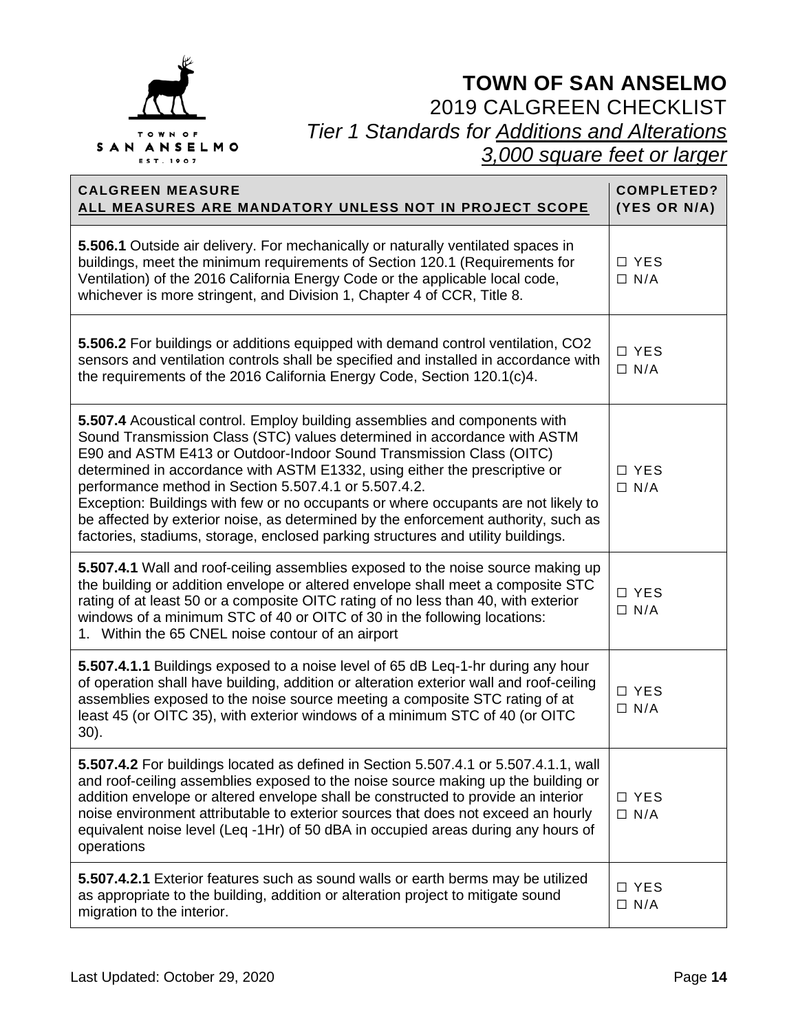# TOWN OF SAN ANSELMO

## 2019 CALGREEN CHECKLIST

### *Tier 1 Standards for Additions and Alterations 3,000 square feet or larger*

| **CALGREEN MEASURE** **ALL MEASURES ARE MANDATORY UNLESS NOT IN PROJECT SCOPE** | **COMPLETED? (YES OR N/A)** |
|---|---|
| **5.506.1** Outside air delivery. For mechanically or naturally ventilated spaces in buildings, meet the minimum requirements of Section 120.1 (Requirements for Ventilation) of the 2016 California Energy Code or the applicable local code, whichever is more stringent, and Division 1, Chapter 4 of CCR, Title 8. | ☐ YES ☐ N/A |
| **5.506.2** For buildings or additions equipped with demand control ventilation, $CO_2$ sensors and ventilation controls shall be specified and installed in accordance with the requirements of the 2016 California Energy Code, Section 120.1(c)4. | ☐ YES ☐ N/A |
| **5.507.4** Acoustical control. Employ building assemblies and components with Sound Transmission Class (STC) values determined in accordance with ASTM E90 and ASTM E413 or Outdoor-Indoor Sound Transmission Class (OITC) determined in accordance with ASTM E1332, using either the prescriptive or performance method in Section 5.507.4.1 or 5.507.4.2. Exception: Buildings with few or no occupants or where occupants are not likely to be affected by exterior noise, as determined by the enforcement authority, such as factories, stadiums, storage, enclosed parking structures and utility buildings. | ☐ YES ☐ N/A |
| **5.507.4.1** Wall and roof-ceiling assemblies exposed to the noise source making up the building or addition envelope or altered envelope shall meet a composite STC rating of at least 50 or a composite OITC rating of no less than 40, with exterior windows of a minimum STC of 40 or OITC of 30 in the following locations: 1. Within the 65 CNEL noise contour of an airport | ☐ YES ☐ N/A |
| **5.507.4.1.1** Buildings exposed to a noise level of 65 dB Leq-1-hr during any hour of operation shall have building, addition or alteration exterior wall and roof-ceiling assemblies exposed to the noise source meeting a composite STC rating of at least 45 (or OITC 35), with exterior windows of a minimum STC of 40 (or OITC 30). | ☐ YES ☐ N/A |
| **5.507.4.2** For buildings located as defined in Section 5.507.4.1 or 5.507.4.1.1, wall and roof-ceiling assemblies exposed to the noise source making up the building or addition envelope or altered envelope shall be constructed to provide an interior noise environment attributable to exterior sources that does not exceed an hourly equivalent noise level (Leq -1Hr) of 50 dBA in occupied areas during any hours of operations | ☐ YES ☐ N/A |
| **5.507.4.2.1** Exterior features such as sound walls or earth berms may be utilized as appropriate to the building, addition or alteration project to mitigate sound migration to the interior. | ☐ YES ☐ N/A |

Last Updated: October 29, 2020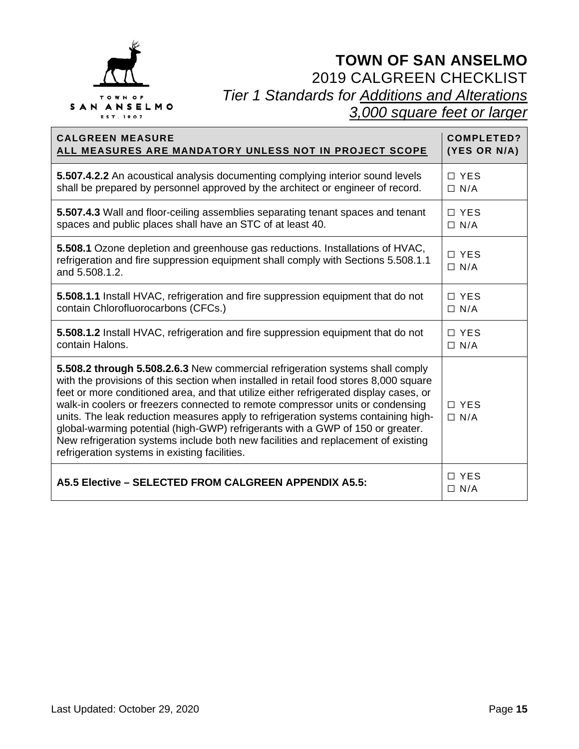# TOWN OF SAN ANSELMO

## 2019 CALGREEN CHECKLIST

### *Tier 1 Standards for Additions and Alterations 3,000 square feet or larger*

| CALGREEN MEASURE<br>ALL MEASURES ARE MANDATORY UNLESS NOT IN PROJECT SCOPE | COMPLETED? (YES OR N/A) |
|---|---|
| **5.507.4.2.2** An acoustical analysis documenting complying interior sound levels shall be prepared by personnel approved by the architect or engineer of record. | ☐ YES<br>☐ N/A |
| **5.507.4.3** Wall and floor-ceiling assemblies separating tenant spaces and tenant spaces and public places shall have an STC of at least 40. | ☐ YES<br>☐ N/A |
| **5.508.1** Ozone depletion and greenhouse gas reductions. Installations of HVAC, refrigeration and fire suppression equipment shall comply with Sections 5.508.1.1 and 5.508.1.2. | ☐ YES<br>☐ N/A |
| **5.508.1.1** Install HVAC, refrigeration and fire suppression equipment that do not contain Chlorofluorocarbons (CFCs.) | ☐ YES<br>☐ N/A |
| **5.508.1.2** Install HVAC, refrigeration and fire suppression equipment that do not contain Halons. | ☐ YES<br>☐ N/A |
| **5.508.2 through 5.508.2.6.3** New commercial refrigeration systems shall comply with the provisions of this section when installed in retail food stores 8,000 square feet or more conditioned area, and that utilize either refrigerated display cases, or walk-in coolers or freezers connected to remote compressor units or condensing units. The leak reduction measures apply to refrigeration systems containing high-global-warming potential (high-GWP) refrigerants with a GWP of 150 or greater. New refrigeration systems include both new facilities and replacement of existing refrigeration systems in existing facilities. | ☐ YES<br>☐ N/A |
| **A5.5 Elective – SELECTED FROM CALGREEN APPENDIX A5.5:** | ☐ YES<br>☐ N/A |

Last Updated: October 29, 2020